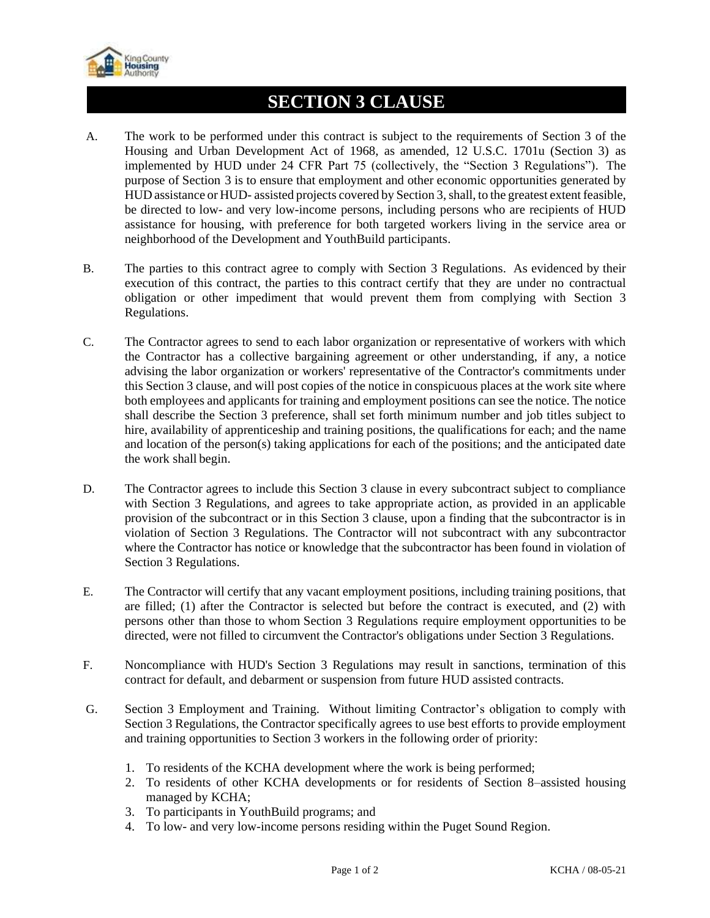# SECTION 3 CLAUSE

A. The work to be performed under this contract is subject to the requirements of Section 3 of the Housing and Urban Development Act of 1968, as amended, 12 U.S.C. 1701u (Section 3) as implemented by HUD under 24 CFR Part 75 (collectively, the "Section 3 Regulations"). The purpose of Section 3 is to ensure that employment and other economic opportunities generated by HUD assistance or HUD- assisted projects covered by Section 3, shall, to the greatest extent feasible, be directed to low- and very low-income persons, including persons who are recipients of HUD assistance for housing, with preference for both targeted workers living in the service area or neighborhood of the Development and YouthBuild participants.

B. The parties to this contract agree to comply with Section 3 Regulations. As evidenced by their execution of this contract, the parties to this contract certify that they are under no contractual obligation or other impediment that would prevent them from complying with Section 3 Regulations.

C. The Contractor agrees to send to each labor organization or representative of workers with which the Contractor has a collective bargaining agreement or other understanding, if any, a notice advising the labor organization or workers' representative of the Contractor's commitments under this Section 3 clause, and will post copies of the notice in conspicuous places at the work site where both employees and applicants for training and employment positions can see the notice. The notice shall describe the Section 3 preference, shall set forth minimum number and job titles subject to hire, availability of apprenticeship and training positions, the qualifications for each; and the name and location of the person(s) taking applications for each of the positions; and the anticipated date the work shall begin.

D. The Contractor agrees to include this Section 3 clause in every subcontract subject to compliance with Section 3 Regulations, and agrees to take appropriate action, as provided in an applicable provision of the subcontract or in this Section 3 clause, upon a finding that the subcontractor is in violation of Section 3 Regulations. The Contractor will not subcontract with any subcontractor where the Contractor has notice or knowledge that the subcontractor has been found in violation of Section 3 Regulations.

E. The Contractor will certify that any vacant employment positions, including training positions, that are filled; (1) after the Contractor is selected but before the contract is executed, and (2) with persons other than those to whom Section 3 Regulations require employment opportunities to be directed, were not filled to circumvent the Contractor's obligations under Section 3 Regulations.

F. Noncompliance with HUD's Section 3 Regulations may result in sanctions, termination of this contract for default, and debarment or suspension from future HUD assisted contracts.

G. Section 3 Employment and Training. Without limiting Contractor's obligation to comply with Section 3 Regulations, the Contractor specifically agrees to use best efforts to provide employment and training opportunities to Section 3 workers in the following order of priority:

1. To residents of the KCHA development where the work is being performed;
2. To residents of other KCHA developments or for residents of Section 8–assisted housing managed by KCHA;
3. To participants in YouthBuild programs; and
4. To low- and very low-income persons residing within the Puget Sound Region.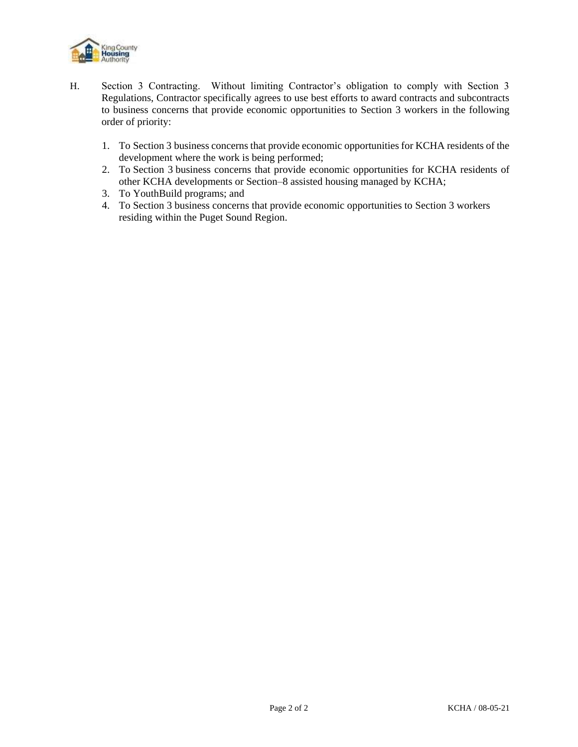H. Section 3 Contracting. Without limiting Contractor's obligation to comply with Section 3 Regulations, Contractor specifically agrees to use best efforts to award contracts and subcontracts to business concerns that provide economic opportunities to Section 3 workers in the following order of priority:

1. To Section 3 business concerns that provide economic opportunities for KCHA residents of the development where the work is being performed;
2. To Section 3 business concerns that provide economic opportunities for KCHA residents of other KCHA developments or Section–8 assisted housing managed by KCHA;
3. To YouthBuild programs; and
4. To Section 3 business concerns that provide economic opportunities to Section 3 workers residing within the Puget Sound Region.